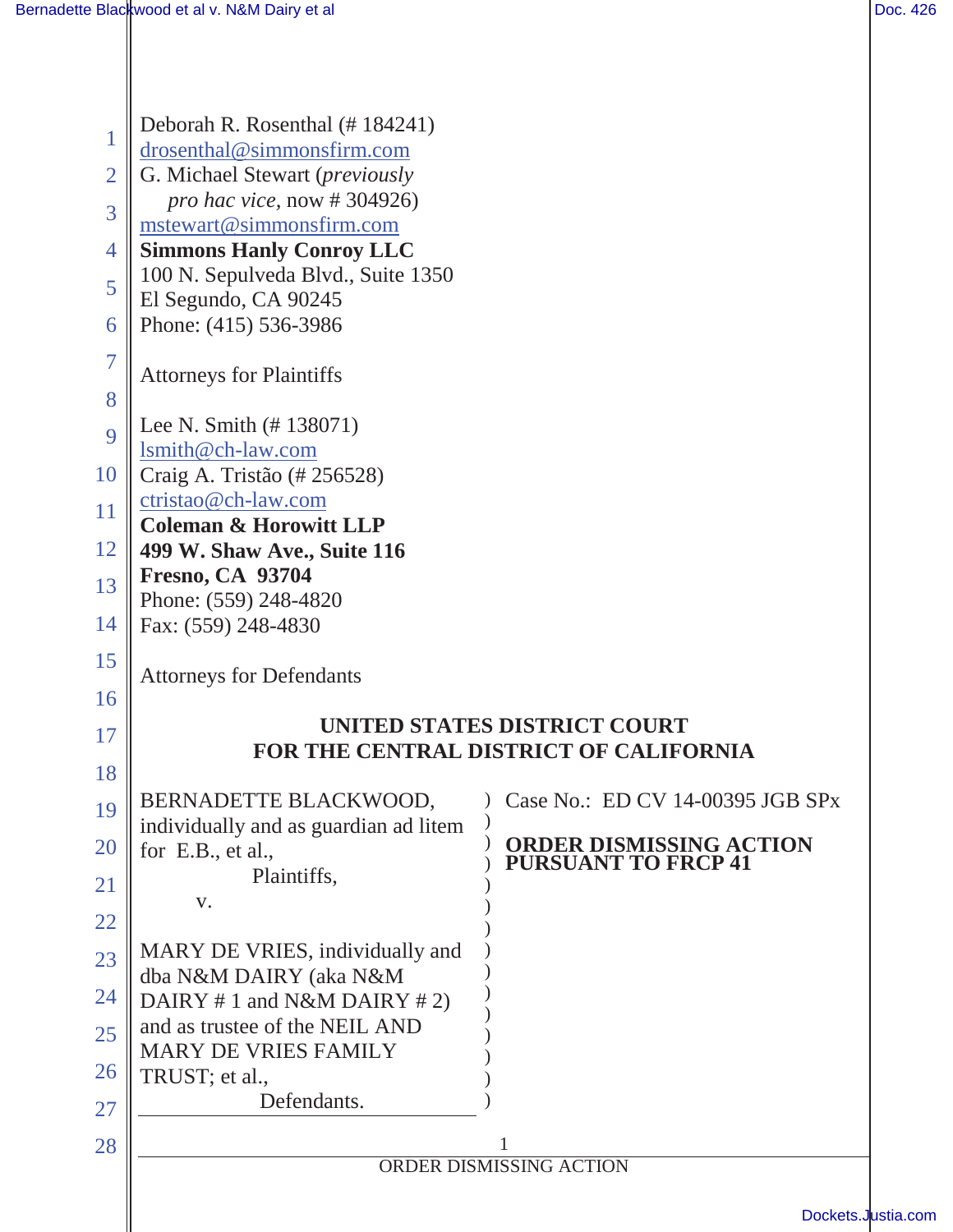Deborah R. Rosenthal (# 184241)
drosenthal@simmonsfirm.com
G. Michael Stewart (*previously pro hac vice*, now # 304926)
mstewart@simmonsfirm.com
**Simmons Hanly Conroy LLC**
100 N. Sepulveda Blvd., Suite 1350
El Segundo, CA 90245
Phone: (415) 536-3986

Attorneys for Plaintiffs

Lee N. Smith (# 138071)
lsmith@ch-law.com
Craig A. Tristão (# 256528)
ctristao@ch-law.com
**Coleman & Horowitt LLP**
**499 W. Shaw Ave., Suite 116**
**Fresno, CA 93704**
Phone: (559) 248-4820
Fax: (559) 248-4830

Attorneys for Defendants

**UNITED STATES DISTRICT COURT**
**FOR THE CENTRAL DISTRICT OF CALIFORNIA**

BERNADETTE BLACKWOOD, individually and as guardian ad litem for E.B., et al.,

Plaintiffs,

v.

MARY DE VRIES, individually and dba N&M DAIRY (aka N&M DAIRY # 1 and N&M DAIRY # 2) and as trustee of the NEIL AND MARY DE VRIES FAMILY TRUST; et al.,

Defendants.

Case No.: ED CV 14-00395 JGB SPx

**ORDER DISMISSING ACTION PURSUANT TO FRCP 41**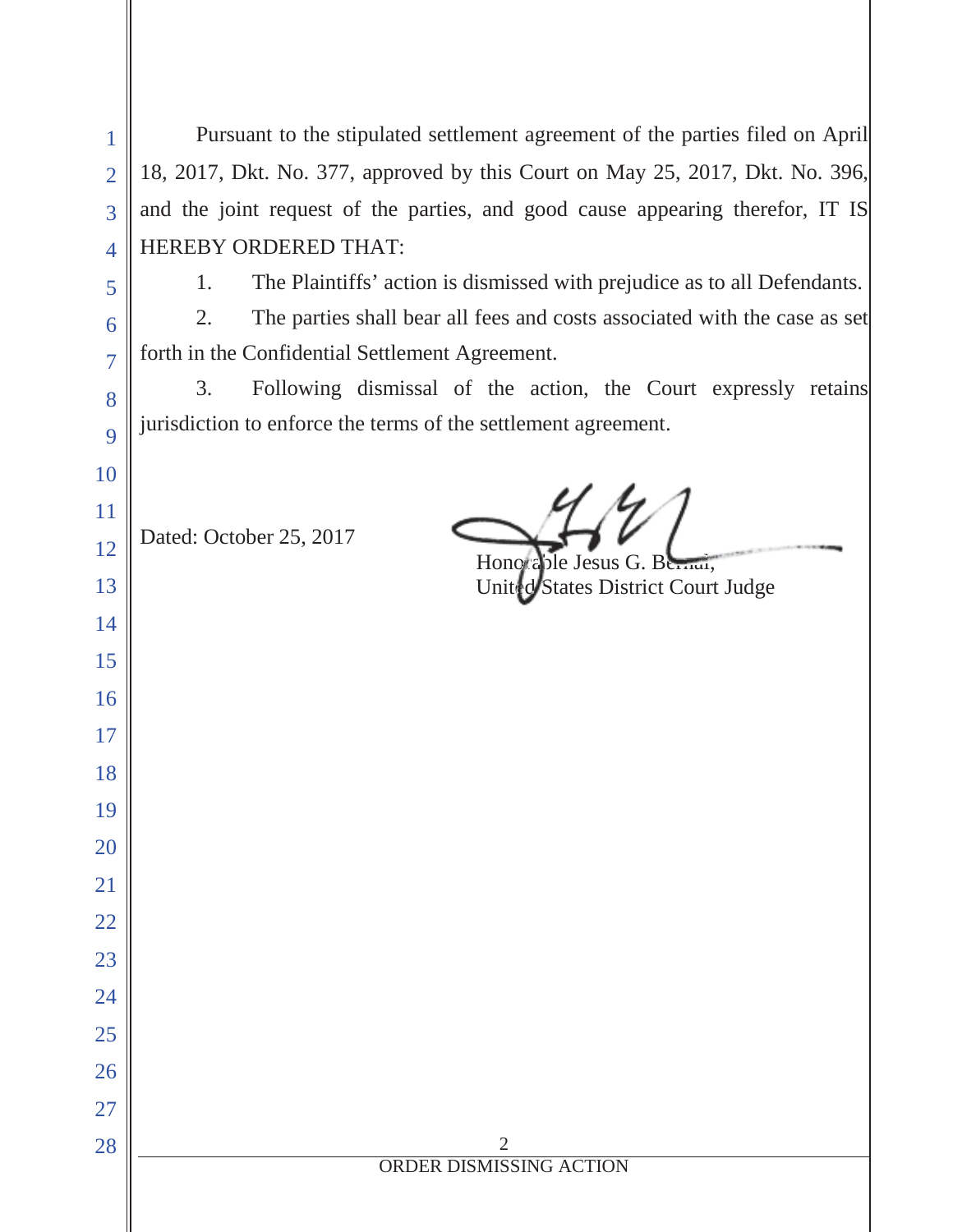Pursuant to the stipulated settlement agreement of the parties filed on April 18, 2017, Dkt. No. 377, approved by this Court on May 25, 2017, Dkt. No. 396, and the joint request of the parties, and good cause appearing therefor, IT IS HEREBY ORDERED THAT:

1. The Plaintiffs' action is dismissed with prejudice as to all Defendants.

2. The parties shall bear all fees and costs associated with the case as set forth in the Confidential Settlement Agreement.

3. Following dismissal of the action, the Court expressly retains jurisdiction to enforce the terms of the settlement agreement.

Dated: October 25, 2017

Honorable Jesus G. Bernal,
United States District Court Judge

ORDER DISMISSING ACTION